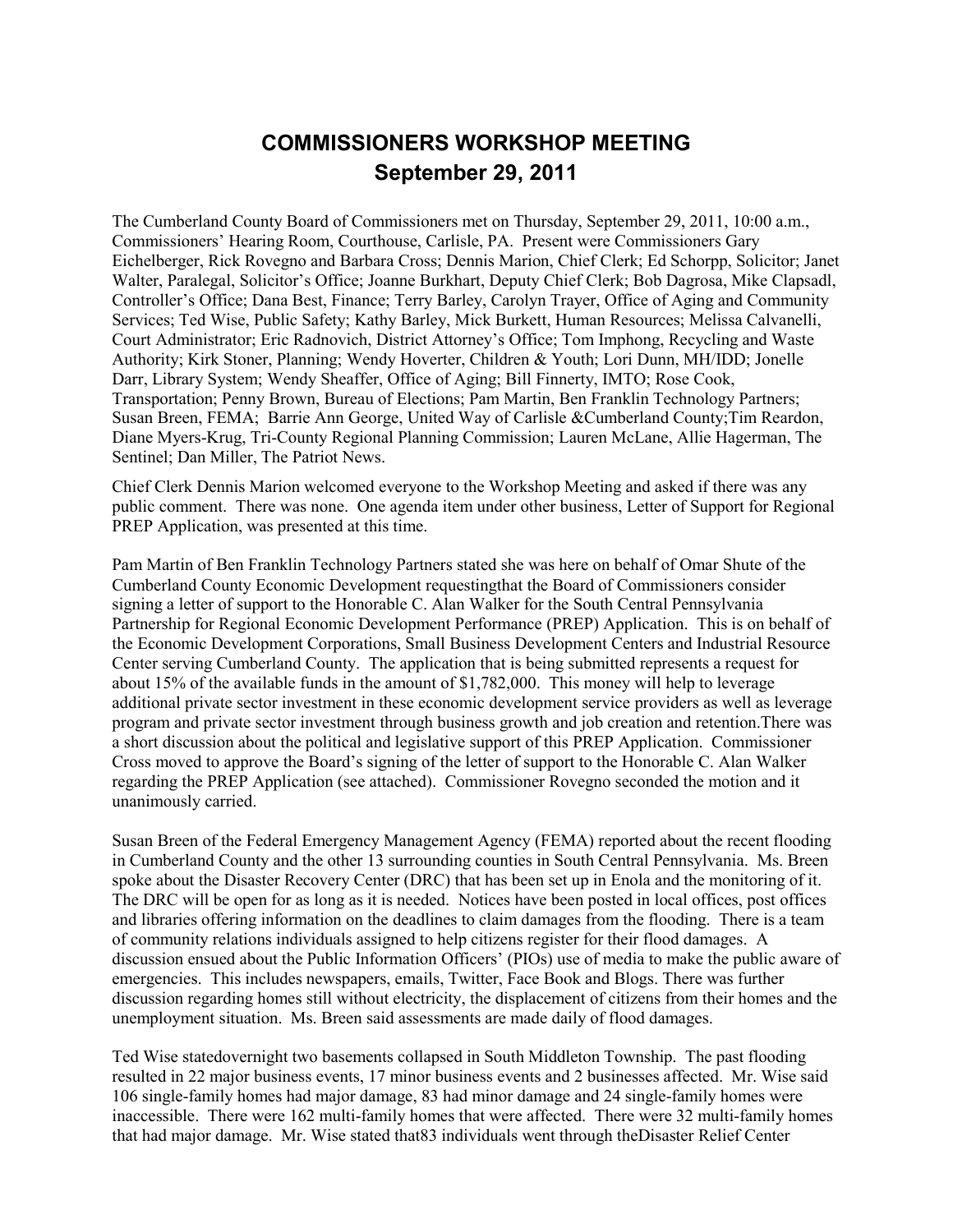# COMMISSIONERS WORKSHOP MEETING
## September 29, 2011

The Cumberland County Board of Commissioners met on Thursday, September 29, 2011, 10:00 a.m., Commissioners' Hearing Room, Courthouse, Carlisle, PA. Present were Commissioners Gary Eichelberger, Rick Rovegno and Barbara Cross; Dennis Marion, Chief Clerk; Ed Schorpp, Solicitor; Janet Walter, Paralegal, Solicitor's Office; Joanne Burkhart, Deputy Chief Clerk; Bob Dagrosa, Mike Clapsadl, Controller's Office; Dana Best, Finance; Terry Barley, Carolyn Trayer, Office of Aging and Community Services; Ted Wise, Public Safety; Kathy Barley, Mick Burkett, Human Resources; Melissa Calvanelli, Court Administrator; Eric Radnovich, District Attorney's Office; Tom Imphong, Recycling and Waste Authority; Kirk Stoner, Planning; Wendy Hoverter, Children & Youth; Lori Dunn, MH/IDD; Jonelle Darr, Library System; Wendy Sheaffer, Office of Aging; Bill Finnerty, IMTO; Rose Cook, Transportation; Penny Brown, Bureau of Elections; Pam Martin, Ben Franklin Technology Partners; Susan Breen, FEMA; Barrie Ann George, United Way of Carlisle &Cumberland County;Tim Reardon, Diane Myers-Krug, Tri-County Regional Planning Commission; Lauren McLane, Allie Hagerman, The Sentinel; Dan Miller, The Patriot News.

Chief Clerk Dennis Marion welcomed everyone to the Workshop Meeting and asked if there was any public comment. There was none. One agenda item under other business, Letter of Support for Regional PREP Application, was presented at this time.

Pam Martin of Ben Franklin Technology Partners stated she was here on behalf of Omar Shute of the Cumberland County Economic Development requestingthat the Board of Commissioners consider signing a letter of support to the Honorable C. Alan Walker for the South Central Pennsylvania Partnership for Regional Economic Development Performance (PREP) Application. This is on behalf of the Economic Development Corporations, Small Business Development Centers and Industrial Resource Center serving Cumberland County. The application that is being submitted represents a request for about 15% of the available funds in the amount of $1,782,000. This money will help to leverage additional private sector investment in these economic development service providers as well as leverage program and private sector investment through business growth and job creation and retention.There was a short discussion about the political and legislative support of this PREP Application. Commissioner Cross moved to approve the Board's signing of the letter of support to the Honorable C. Alan Walker regarding the PREP Application (see attached). Commissioner Rovegno seconded the motion and it unanimously carried.

Susan Breen of the Federal Emergency Management Agency (FEMA) reported about the recent flooding in Cumberland County and the other 13 surrounding counties in South Central Pennsylvania. Ms. Breen spoke about the Disaster Recovery Center (DRC) that has been set up in Enola and the monitoring of it. The DRC will be open for as long as it is needed. Notices have been posted in local offices, post offices and libraries offering information on the deadlines to claim damages from the flooding. There is a team of community relations individuals assigned to help citizens register for their flood damages. A discussion ensued about the Public Information Officers' (PIOs) use of media to make the public aware of emergencies. This includes newspapers, emails, Twitter, Face Book and Blogs. There was further discussion regarding homes still without electricity, the displacement of citizens from their homes and the unemployment situation. Ms. Breen said assessments are made daily of flood damages.

Ted Wise statedovernight two basements collapsed in South Middleton Township. The past flooding resulted in 22 major business events, 17 minor business events and 2 businesses affected. Mr. Wise said 106 single-family homes had major damage, 83 had minor damage and 24 single-family homes were inaccessible. There were 162 multi-family homes that were affected. There were 32 multi-family homes that had major damage. Mr. Wise stated that83 individuals went through theDisaster Relief Center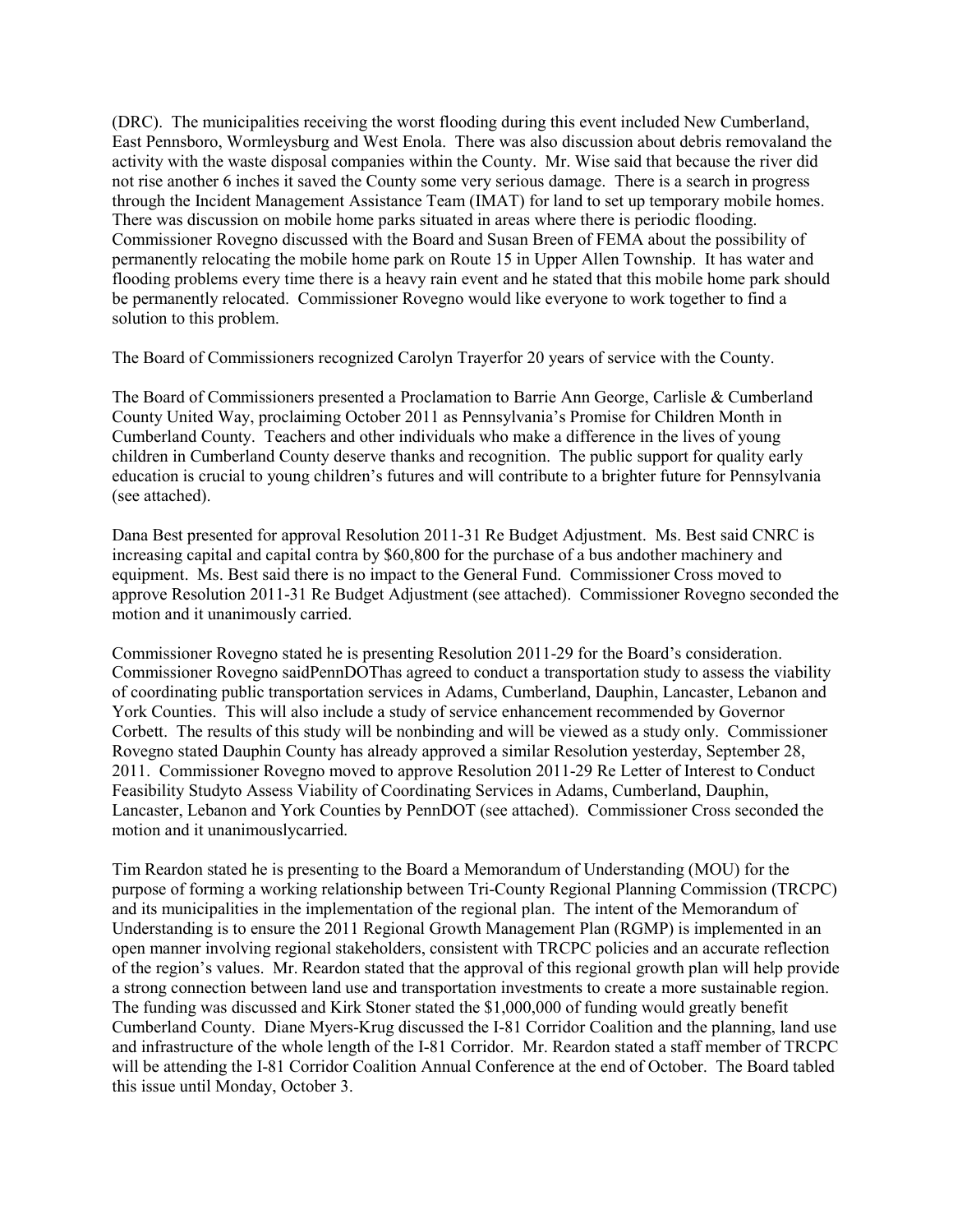(DRC). The municipalities receiving the worst flooding during this event included New Cumberland, East Pennsboro, Wormleysburg and West Enola. There was also discussion about debris removaland the activity with the waste disposal companies within the County. Mr. Wise said that because the river did not rise another 6 inches it saved the County some very serious damage. There is a search in progress through the Incident Management Assistance Team (IMAT) for land to set up temporary mobile homes. There was discussion on mobile home parks situated in areas where there is periodic flooding. Commissioner Rovegno discussed with the Board and Susan Breen of FEMA about the possibility of permanently relocating the mobile home park on Route 15 in Upper Allen Township. It has water and flooding problems every time there is a heavy rain event and he stated that this mobile home park should be permanently relocated. Commissioner Rovegno would like everyone to work together to find a solution to this problem.

The Board of Commissioners recognized Carolyn Trayerfor 20 years of service with the County.

The Board of Commissioners presented a Proclamation to Barrie Ann George, Carlisle & Cumberland County United Way, proclaiming October 2011 as Pennsylvania's Promise for Children Month in Cumberland County. Teachers and other individuals who make a difference in the lives of young children in Cumberland County deserve thanks and recognition. The public support for quality early education is crucial to young children's futures and will contribute to a brighter future for Pennsylvania (see attached).

Dana Best presented for approval Resolution 2011-31 Re Budget Adjustment. Ms. Best said CNRC is increasing capital and capital contra by $60,800 for the purchase of a bus andother machinery and equipment. Ms. Best said there is no impact to the General Fund. Commissioner Cross moved to approve Resolution 2011-31 Re Budget Adjustment (see attached). Commissioner Rovegno seconded the motion and it unanimously carried.

Commissioner Rovegno stated he is presenting Resolution 2011-29 for the Board's consideration. Commissioner Rovegno saidPennDOThas agreed to conduct a transportation study to assess the viability of coordinating public transportation services in Adams, Cumberland, Dauphin, Lancaster, Lebanon and York Counties. This will also include a study of service enhancement recommended by Governor Corbett. The results of this study will be nonbinding and will be viewed as a study only. Commissioner Rovegno stated Dauphin County has already approved a similar Resolution yesterday, September 28, 2011. Commissioner Rovegno moved to approve Resolution 2011-29 Re Letter of Interest to Conduct Feasibility Studyto Assess Viability of Coordinating Services in Adams, Cumberland, Dauphin, Lancaster, Lebanon and York Counties by PennDOT (see attached). Commissioner Cross seconded the motion and it unanimouslycarried.

Tim Reardon stated he is presenting to the Board a Memorandum of Understanding (MOU) for the purpose of forming a working relationship between Tri-County Regional Planning Commission (TRCPC) and its municipalities in the implementation of the regional plan. The intent of the Memorandum of Understanding is to ensure the 2011 Regional Growth Management Plan (RGMP) is implemented in an open manner involving regional stakeholders, consistent with TRCPC policies and an accurate reflection of the region's values. Mr. Reardon stated that the approval of this regional growth plan will help provide a strong connection between land use and transportation investments to create a more sustainable region. The funding was discussed and Kirk Stoner stated the $1,000,000 of funding would greatly benefit Cumberland County. Diane Myers-Krug discussed the I-81 Corridor Coalition and the planning, land use and infrastructure of the whole length of the I-81 Corridor. Mr. Reardon stated a staff member of TRCPC will be attending the I-81 Corridor Coalition Annual Conference at the end of October. The Board tabled this issue until Monday, October 3.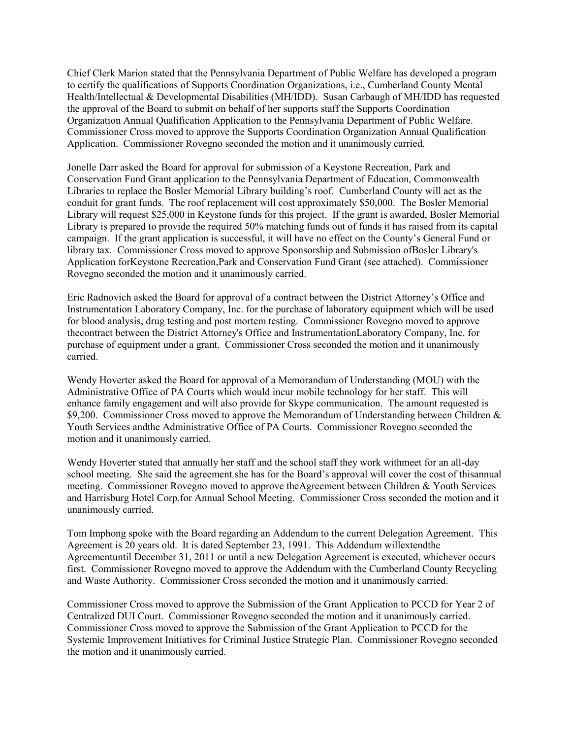Chief Clerk Marion stated that the Pennsylvania Department of Public Welfare has developed a program to certify the qualifications of Supports Coordination Organizations, i.e., Cumberland County Mental Health/Intellectual & Developmental Disabilities (MH/IDD). Susan Carbaugh of MH/IDD has requested the approval of the Board to submit on behalf of her supports staff the Supports Coordination Organization Annual Qualification Application to the Pennsylvania Department of Public Welfare. Commissioner Cross moved to approve the Supports Coordination Organization Annual Qualification Application. Commissioner Rovegno seconded the motion and it unanimously carried.

Jonelle Darr asked the Board for approval for submission of a Keystone Recreation, Park and Conservation Fund Grant application to the Pennsylvania Department of Education, Commonwealth Libraries to replace the Bosler Memorial Library building's roof. Cumberland County will act as the conduit for grant funds. The roof replacement will cost approximately $50,000. The Bosler Memorial Library will request $25,000 in Keystone funds for this project. If the grant is awarded, Bosler Memorial Library is prepared to provide the required 50% matching funds out of funds it has raised from its capital campaign. If the grant application is successful, it will have no effect on the County's General Fund or library tax. Commissioner Cross moved to approve Sponsorship and Submission ofBosler Library's Application forKeystone Recreation,Park and Conservation Fund Grant (see attached). Commissioner Rovegno seconded the motion and it unanimously carried.

Eric Radnovich asked the Board for approval of a contract between the District Attorney's Office and Instrumentation Laboratory Company, Inc. for the purchase of laboratory equipment which will be used for blood analysis, drug testing and post mortem testing. Commissioner Rovegno moved to approve thecontract between the District Attorney's Office and InstrumentationLaboratory Company, Inc. for purchase of equipment under a grant. Commissioner Cross seconded the motion and it unanimously carried.

Wendy Hoverter asked the Board for approval of a Memorandum of Understanding (MOU) with the Administrative Office of PA Courts which would incur mobile technology for her staff. This will enhance family engagement and will also provide for Skype communication. The amount requested is $9,200. Commissioner Cross moved to approve the Memorandum of Understanding between Children & Youth Services andthe Administrative Office of PA Courts. Commissioner Rovegno seconded the motion and it unanimously carried.

Wendy Hoverter stated that annually her staff and the school staff they work withmeet for an all-day school meeting. She said the agreement she has for the Board's approval will cover the cost of thisannual meeting. Commissioner Rovegno moved to approve theAgreement between Children & Youth Services and Harrisburg Hotel Corp.for Annual School Meeting. Commissioner Cross seconded the motion and it unanimously carried.

Tom Imphong spoke with the Board regarding an Addendum to the current Delegation Agreement. This Agreement is 20 years old. It is dated September 23, 1991. This Addendum willextendthe Agreementuntil December 31, 2011 or until a new Delegation Agreement is executed, whichever occurs first. Commissioner Rovegno moved to approve the Addendum with the Cumberland County Recycling and Waste Authority. Commissioner Cross seconded the motion and it unanimously carried.

Commissioner Cross moved to approve the Submission of the Grant Application to PCCD for Year 2 of Centralized DUI Court. Commissioner Rovegno seconded the motion and it unanimously carried. Commissioner Cross moved to approve the Submission of the Grant Application to PCCD for the Systemic Improvement Initiatives for Criminal Justice Strategic Plan. Commissioner Rovegno seconded the motion and it unanimously carried.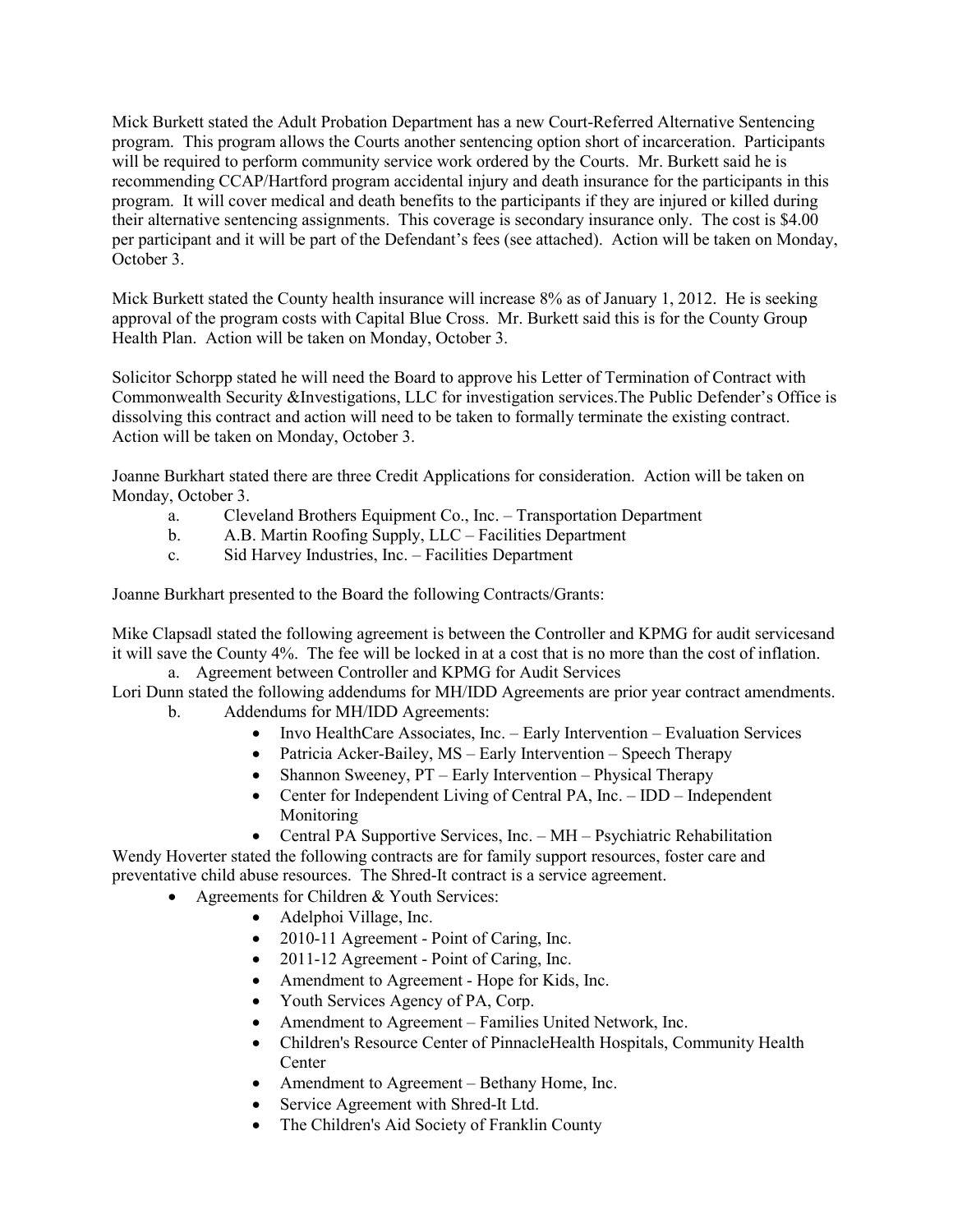Mick Burkett stated the Adult Probation Department has a new Court-Referred Alternative Sentencing program. This program allows the Courts another sentencing option short of incarceration. Participants will be required to perform community service work ordered by the Courts. Mr. Burkett said he is recommending CCAP/Hartford program accidental injury and death insurance for the participants in this program. It will cover medical and death benefits to the participants if they are injured or killed during their alternative sentencing assignments. This coverage is secondary insurance only. The cost is $4.00 per participant and it will be part of the Defendant's fees (see attached). Action will be taken on Monday, October 3.

Mick Burkett stated the County health insurance will increase 8% as of January 1, 2012. He is seeking approval of the program costs with Capital Blue Cross. Mr. Burkett said this is for the County Group Health Plan. Action will be taken on Monday, October 3.

Solicitor Schorpp stated he will need the Board to approve his Letter of Termination of Contract with Commonwealth Security &Investigations, LLC for investigation services.The Public Defender's Office is dissolving this contract and action will need to be taken to formally terminate the existing contract. Action will be taken on Monday, October 3.

Joanne Burkhart stated there are three Credit Applications for consideration. Action will be taken on Monday, October 3.

a. Cleveland Brothers Equipment Co., Inc. – Transportation Department
b. A.B. Martin Roofing Supply, LLC – Facilities Department
c. Sid Harvey Industries, Inc. – Facilities Department

Joanne Burkhart presented to the Board the following Contracts/Grants:

Mike Clapsadl stated the following agreement is between the Controller and KPMG for audit servicesand it will save the County 4%. The fee will be locked in at a cost that is no more than the cost of inflation.

a. Agreement between Controller and KPMG for Audit Services

Lori Dunn stated the following addendums for MH/IDD Agreements are prior year contract amendments.

b. Addendums for MH/IDD Agreements:
    - Invo HealthCare Associates, Inc. – Early Intervention – Evaluation Services
    - Patricia Acker-Bailey, MS – Early Intervention – Speech Therapy
    - Shannon Sweeney, PT – Early Intervention – Physical Therapy
    - Center for Independent Living of Central PA, Inc. – IDD – Independent Monitoring
    - Central PA Supportive Services, Inc. – MH – Psychiatric Rehabilitation

Wendy Hoverter stated the following contracts are for family support resources, foster care and preventative child abuse resources. The Shred-It contract is a service agreement.

- Agreements for Children & Youth Services:
    - Adelphoi Village, Inc.
    - 2010-11 Agreement - Point of Caring, Inc.
    - 2011-12 Agreement - Point of Caring, Inc.
    - Amendment to Agreement - Hope for Kids, Inc.
    - Youth Services Agency of PA, Corp.
    - Amendment to Agreement – Families United Network, Inc.
    - Children's Resource Center of PinnacleHealth Hospitals, Community Health Center
    - Amendment to Agreement – Bethany Home, Inc.
    - Service Agreement with Shred-It Ltd.
    - The Children's Aid Society of Franklin County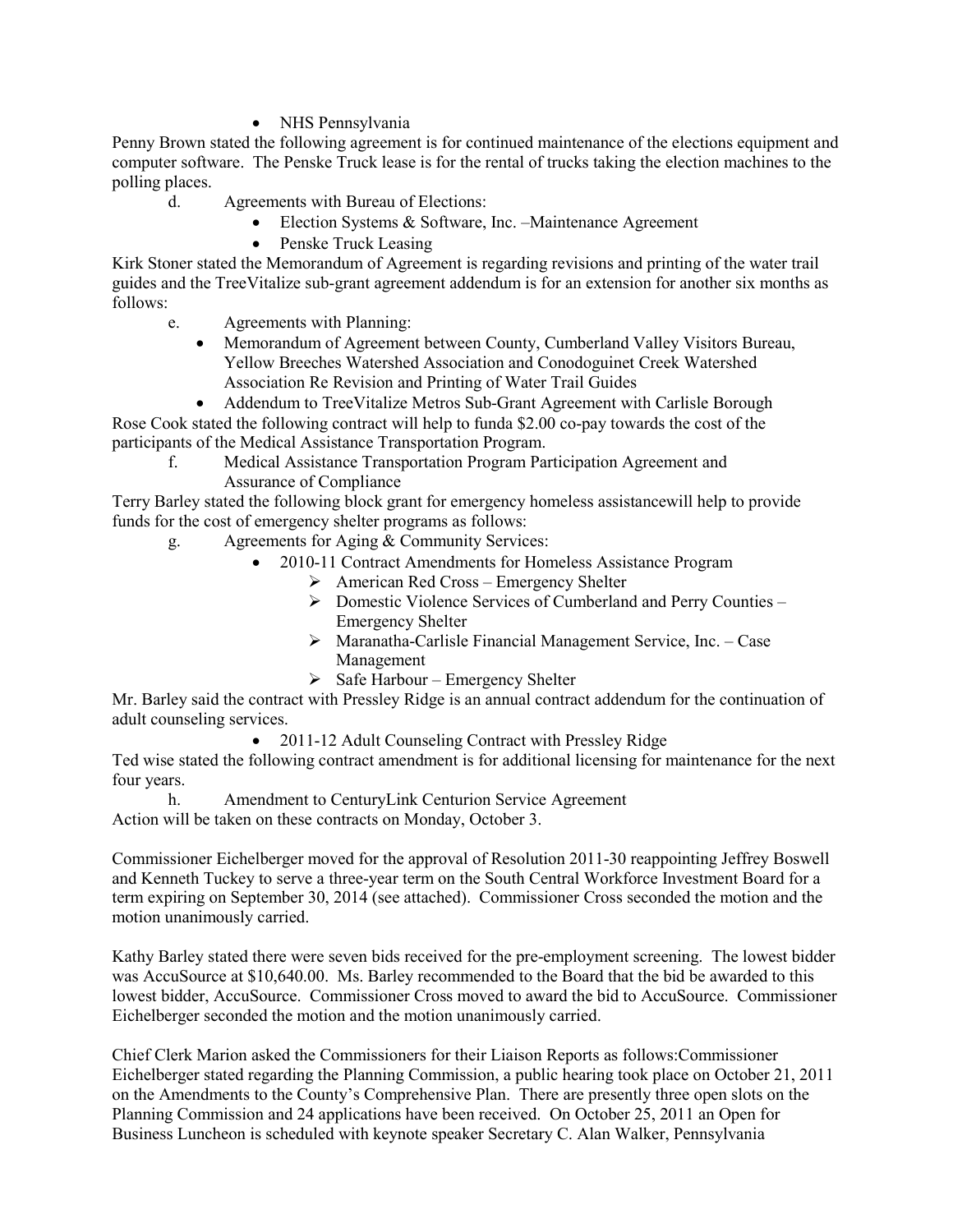- NHS Pennsylvania

Penny Brown stated the following agreement is for continued maintenance of the elections equipment and computer software. The Penske Truck lease is for the rental of trucks taking the election machines to the polling places.

d. Agreements with Bureau of Elections:
   - Election Systems & Software, Inc. –Maintenance Agreement
   - Penske Truck Leasing

Kirk Stoner stated the Memorandum of Agreement is regarding revisions and printing of the water trail guides and the TreeVitalize sub-grant agreement addendum is for an extension for another six months as follows:

e. Agreements with Planning:
   - Memorandum of Agreement between County, Cumberland Valley Visitors Bureau, Yellow Breeches Watershed Association and Conodoguinet Creek Watershed Association Re Revision and Printing of Water Trail Guides
   - Addendum to TreeVitalize Metros Sub-Grant Agreement with Carlisle Borough

Rose Cook stated the following contract will help to funda $2.00 co-pay towards the cost of the participants of the Medical Assistance Transportation Program.

f. Medical Assistance Transportation Program Participation Agreement and Assurance of Compliance

Terry Barley stated the following block grant for emergency homeless assistancewill help to provide funds for the cost of emergency shelter programs as follows:

g. Agreements for Aging & Community Services:
   - 2010-11 Contract Amendments for Homeless Assistance Program
     - American Red Cross – Emergency Shelter
     - Domestic Violence Services of Cumberland and Perry Counties – Emergency Shelter
     - Maranatha-Carlisle Financial Management Service, Inc. – Case Management
     - Safe Harbour – Emergency Shelter

Mr. Barley said the contract with Pressley Ridge is an annual contract addendum for the continuation of adult counseling services.

- 2011-12 Adult Counseling Contract with Pressley Ridge

Ted wise stated the following contract amendment is for additional licensing for maintenance for the next four years.

h. Amendment to CenturyLink Centurion Service Agreement

Action will be taken on these contracts on Monday, October 3.

Commissioner Eichelberger moved for the approval of Resolution 2011-30 reappointing Jeffrey Boswell and Kenneth Tuckey to serve a three-year term on the South Central Workforce Investment Board for a term expiring on September 30, 2014 (see attached). Commissioner Cross seconded the motion and the motion unanimously carried.

Kathy Barley stated there were seven bids received for the pre-employment screening. The lowest bidder was AccuSource at $10,640.00. Ms. Barley recommended to the Board that the bid be awarded to this lowest bidder, AccuSource. Commissioner Cross moved to award the bid to AccuSource. Commissioner Eichelberger seconded the motion and the motion unanimously carried.

Chief Clerk Marion asked the Commissioners for their Liaison Reports as follows:Commissioner Eichelberger stated regarding the Planning Commission, a public hearing took place on October 21, 2011 on the Amendments to the County's Comprehensive Plan. There are presently three open slots on the Planning Commission and 24 applications have been received. On October 25, 2011 an Open for Business Luncheon is scheduled with keynote speaker Secretary C. Alan Walker, Pennsylvania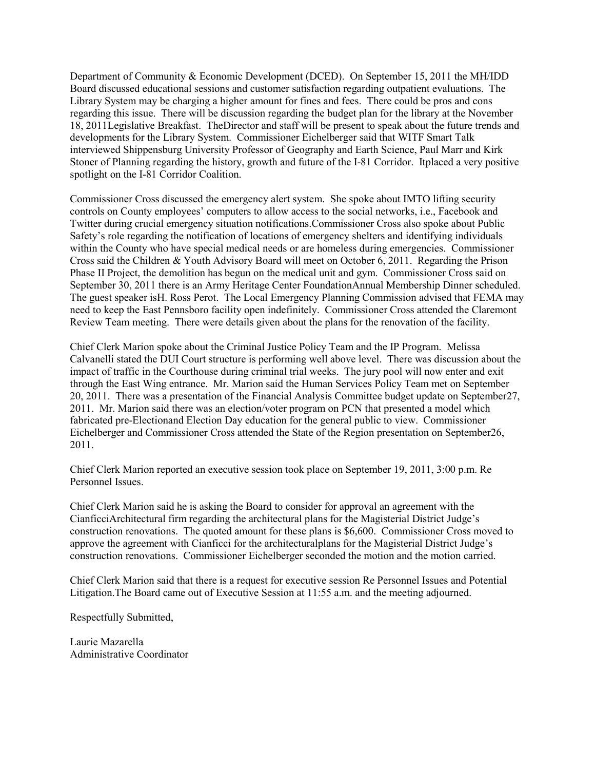Department of Community & Economic Development (DCED). On September 15, 2011 the MH/IDD Board discussed educational sessions and customer satisfaction regarding outpatient evaluations. The Library System may be charging a higher amount for fines and fees. There could be pros and cons regarding this issue. There will be discussion regarding the budget plan for the library at the November 18, 2011Legislative Breakfast. TheDirector and staff will be present to speak about the future trends and developments for the Library System. Commissioner Eichelberger said that WITF Smart Talk interviewed Shippensburg University Professor of Geography and Earth Science, Paul Marr and Kirk Stoner of Planning regarding the history, growth and future of the I-81 Corridor. Itplaced a very positive spotlight on the I-81 Corridor Coalition.

Commissioner Cross discussed the emergency alert system. She spoke about IMTO lifting security controls on County employees' computers to allow access to the social networks, i.e., Facebook and Twitter during crucial emergency situation notifications.Commissioner Cross also spoke about Public Safety's role regarding the notification of locations of emergency shelters and identifying individuals within the County who have special medical needs or are homeless during emergencies. Commissioner Cross said the Children & Youth Advisory Board will meet on October 6, 2011. Regarding the Prison Phase II Project, the demolition has begun on the medical unit and gym. Commissioner Cross said on September 30, 2011 there is an Army Heritage Center FoundationAnnual Membership Dinner scheduled. The guest speaker isH. Ross Perot. The Local Emergency Planning Commission advised that FEMA may need to keep the East Pennsboro facility open indefinitely. Commissioner Cross attended the Claremont Review Team meeting. There were details given about the plans for the renovation of the facility.

Chief Clerk Marion spoke about the Criminal Justice Policy Team and the IP Program. Melissa Calvanelli stated the DUI Court structure is performing well above level. There was discussion about the impact of traffic in the Courthouse during criminal trial weeks. The jury pool will now enter and exit through the East Wing entrance. Mr. Marion said the Human Services Policy Team met on September 20, 2011. There was a presentation of the Financial Analysis Committee budget update on September27, 2011. Mr. Marion said there was an election/voter program on PCN that presented a model which fabricated pre-Electionand Election Day education for the general public to view. Commissioner Eichelberger and Commissioner Cross attended the State of the Region presentation on September26, 2011.

Chief Clerk Marion reported an executive session took place on September 19, 2011, 3:00 p.m. Re Personnel Issues.

Chief Clerk Marion said he is asking the Board to consider for approval an agreement with the CianficciArchitectural firm regarding the architectural plans for the Magisterial District Judge's construction renovations. The quoted amount for these plans is $6,600. Commissioner Cross moved to approve the agreement with Cianficci for the architecturalplans for the Magisterial District Judge's construction renovations. Commissioner Eichelberger seconded the motion and the motion carried.

Chief Clerk Marion said that there is a request for executive session Re Personnel Issues and Potential Litigation.The Board came out of Executive Session at 11:55 a.m. and the meeting adjourned.

Respectfully Submitted,

Laurie Mazarella
Administrative Coordinator